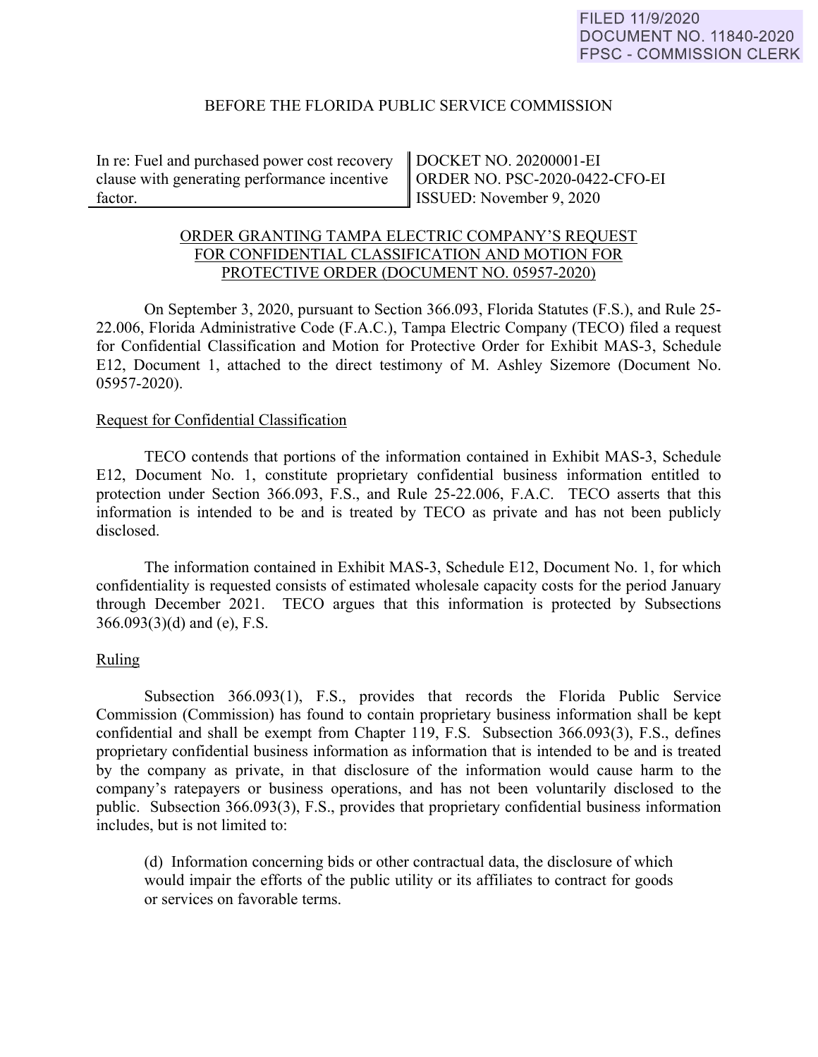FILED 11/9/2020
DOCUMENT NO. 11840-2020
FPSC - COMMISSION CLERK

BEFORE THE FLORIDA PUBLIC SERVICE COMMISSION

| In re: Fuel and purchased power cost recovery clause with generating performance incentive factor. | DOCKET NO. 20200001-EI<br>ORDER NO. PSC-2020-0422-CFO-EI<br>ISSUED: November 9, 2020 |
|---|---|

ORDER GRANTING TAMPA ELECTRIC COMPANY'S REQUEST FOR CONFIDENTIAL CLASSIFICATION AND MOTION FOR PROTECTIVE ORDER (DOCUMENT NO. 05957-2020)

On September 3, 2020, pursuant to Section 366.093, Florida Statutes (F.S.), and Rule 25-22.006, Florida Administrative Code (F.A.C.), Tampa Electric Company (TECO) filed a request for Confidential Classification and Motion for Protective Order for Exhibit MAS-3, Schedule E12, Document 1, attached to the direct testimony of M. Ashley Sizemore (Document No. 05957-2020).

Request for Confidential Classification

TECO contends that portions of the information contained in Exhibit MAS-3, Schedule E12, Document No. 1, constitute proprietary confidential business information entitled to protection under Section 366.093, F.S., and Rule 25-22.006, F.A.C. TECO asserts that this information is intended to be and is treated by TECO as private and has not been publicly disclosed.

The information contained in Exhibit MAS-3, Schedule E12, Document No. 1, for which confidentiality is requested consists of estimated wholesale capacity costs for the period January through December 2021. TECO argues that this information is protected by Subsections 366.093(3)(d) and (e), F.S.

Ruling

Subsection 366.093(1), F.S., provides that records the Florida Public Service Commission (Commission) has found to contain proprietary business information shall be kept confidential and shall be exempt from Chapter 119, F.S. Subsection 366.093(3), F.S., defines proprietary confidential business information as information that is intended to be and is treated by the company as private, in that disclosure of the information would cause harm to the company's ratepayers or business operations, and has not been voluntarily disclosed to the public. Subsection 366.093(3), F.S., provides that proprietary confidential business information includes, but is not limited to:

> (d) Information concerning bids or other contractual data, the disclosure of which would impair the efforts of the public utility or its affiliates to contract for goods or services on favorable terms.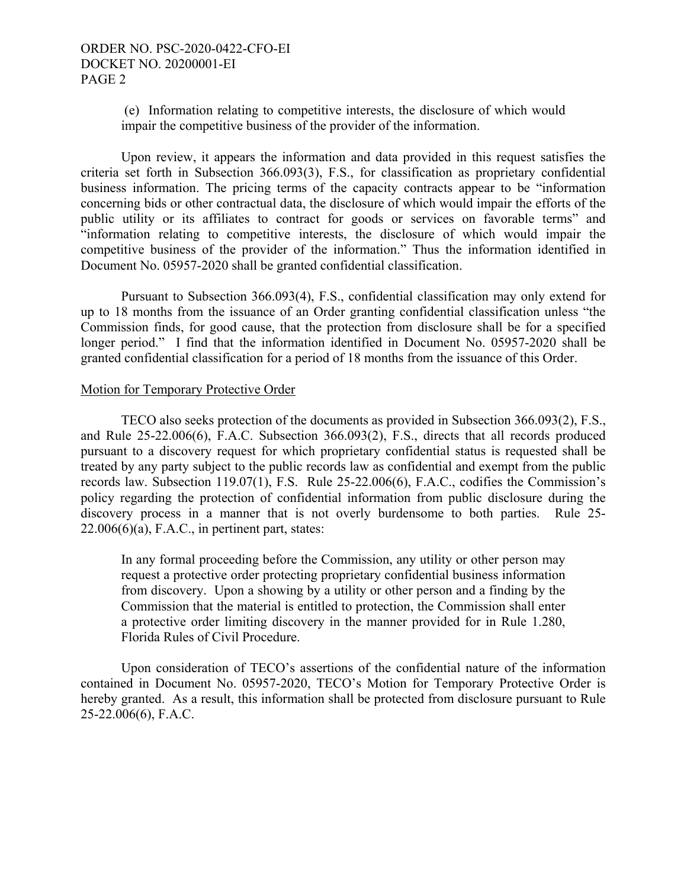(e) Information relating to competitive interests, the disclosure of which would impair the competitive business of the provider of the information.

Upon review, it appears the information and data provided in this request satisfies the criteria set forth in Subsection 366.093(3), F.S., for classification as proprietary confidential business information. The pricing terms of the capacity contracts appear to be "information concerning bids or other contractual data, the disclosure of which would impair the efforts of the public utility or its affiliates to contract for goods or services on favorable terms" and "information relating to competitive interests, the disclosure of which would impair the competitive business of the provider of the information." Thus the information identified in Document No. 05957-2020 shall be granted confidential classification.

Pursuant to Subsection 366.093(4), F.S., confidential classification may only extend for up to 18 months from the issuance of an Order granting confidential classification unless "the Commission finds, for good cause, that the protection from disclosure shall be for a specified longer period." I find that the information identified in Document No. 05957-2020 shall be granted confidential classification for a period of 18 months from the issuance of this Order.

Motion for Temporary Protective Order

TECO also seeks protection of the documents as provided in Subsection 366.093(2), F.S., and Rule 25-22.006(6), F.A.C. Subsection 366.093(2), F.S., directs that all records produced pursuant to a discovery request for which proprietary confidential status is requested shall be treated by any party subject to the public records law as confidential and exempt from the public records law. Subsection 119.07(1), F.S. Rule 25-22.006(6), F.A.C., codifies the Commission's policy regarding the protection of confidential information from public disclosure during the discovery process in a manner that is not overly burdensome to both parties. Rule 25-22.006(6)(a), F.A.C., in pertinent part, states:

> In any formal proceeding before the Commission, any utility or other person may request a protective order protecting proprietary confidential business information from discovery. Upon a showing by a utility or other person and a finding by the Commission that the material is entitled to protection, the Commission shall enter a protective order limiting discovery in the manner provided for in Rule 1.280, Florida Rules of Civil Procedure.

Upon consideration of TECO's assertions of the confidential nature of the information contained in Document No. 05957-2020, TECO's Motion for Temporary Protective Order is hereby granted. As a result, this information shall be protected from disclosure pursuant to Rule 25-22.006(6), F.A.C.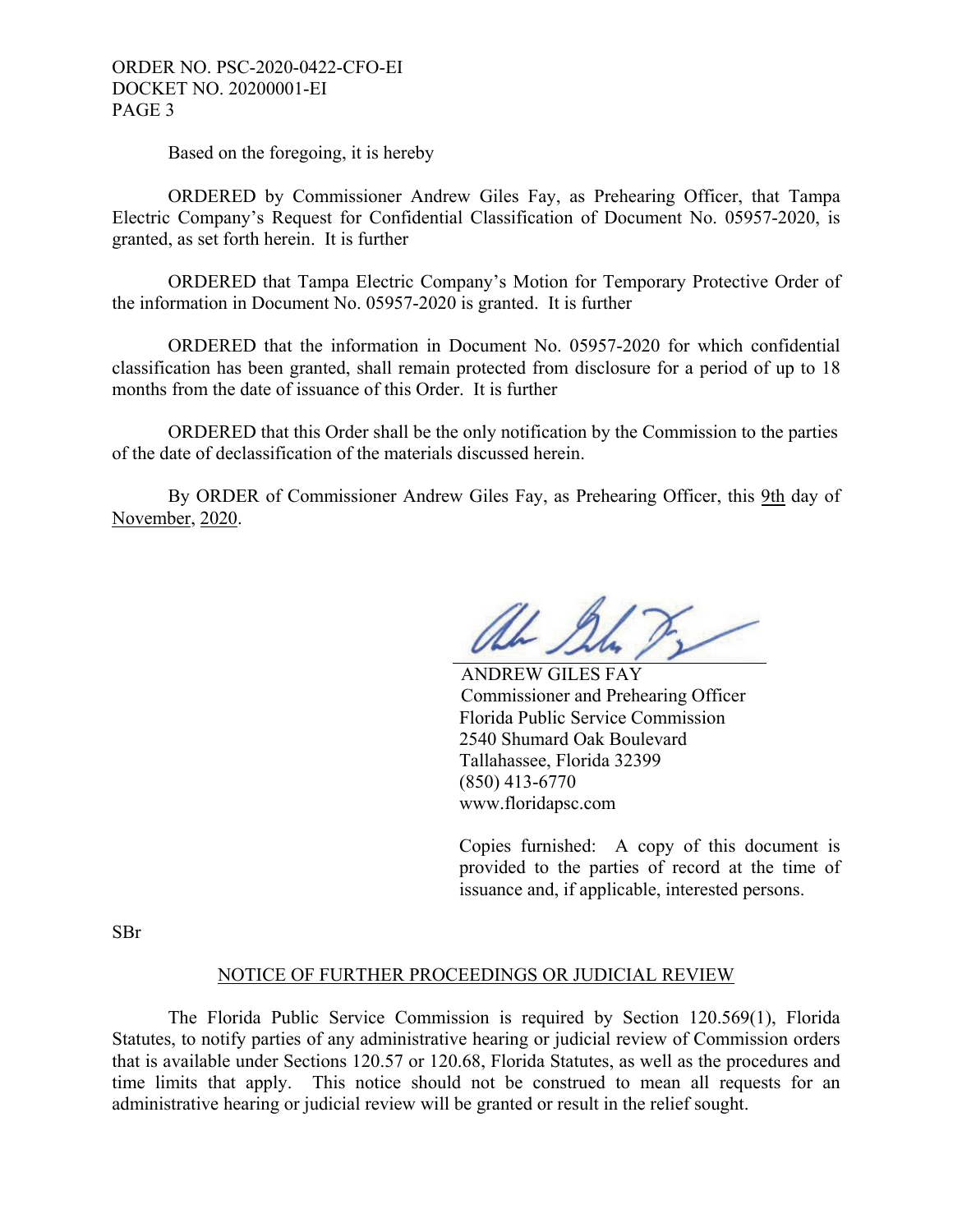Based on the foregoing, it is hereby

ORDERED by Commissioner Andrew Giles Fay, as Prehearing Officer, that Tampa Electric Company's Request for Confidential Classification of Document No. 05957-2020, is granted, as set forth herein. It is further

ORDERED that Tampa Electric Company's Motion for Temporary Protective Order of the information in Document No. 05957-2020 is granted. It is further

ORDERED that the information in Document No. 05957-2020 for which confidential classification has been granted, shall remain protected from disclosure for a period of up to 18 months from the date of issuance of this Order. It is further

ORDERED that this Order shall be the only notification by the Commission to the parties of the date of declassification of the materials discussed herein.

By ORDER of Commissioner Andrew Giles Fay, as Prehearing Officer, this 9th day of November, 2020.

ANDREW GILES FAY
Commissioner and Prehearing Officer
Florida Public Service Commission
2540 Shumard Oak Boulevard
Tallahassee, Florida 32399
(850) 413-6770
www.floridapsc.com

Copies furnished: A copy of this document is provided to the parties of record at the time of issuance and, if applicable, interested persons.

SBr

## NOTICE OF FURTHER PROCEEDINGS OR JUDICIAL REVIEW

The Florida Public Service Commission is required by Section 120.569(1), Florida Statutes, to notify parties of any administrative hearing or judicial review of Commission orders that is available under Sections 120.57 or 120.68, Florida Statutes, as well as the procedures and time limits that apply. This notice should not be construed to mean all requests for an administrative hearing or judicial review will be granted or result in the relief sought.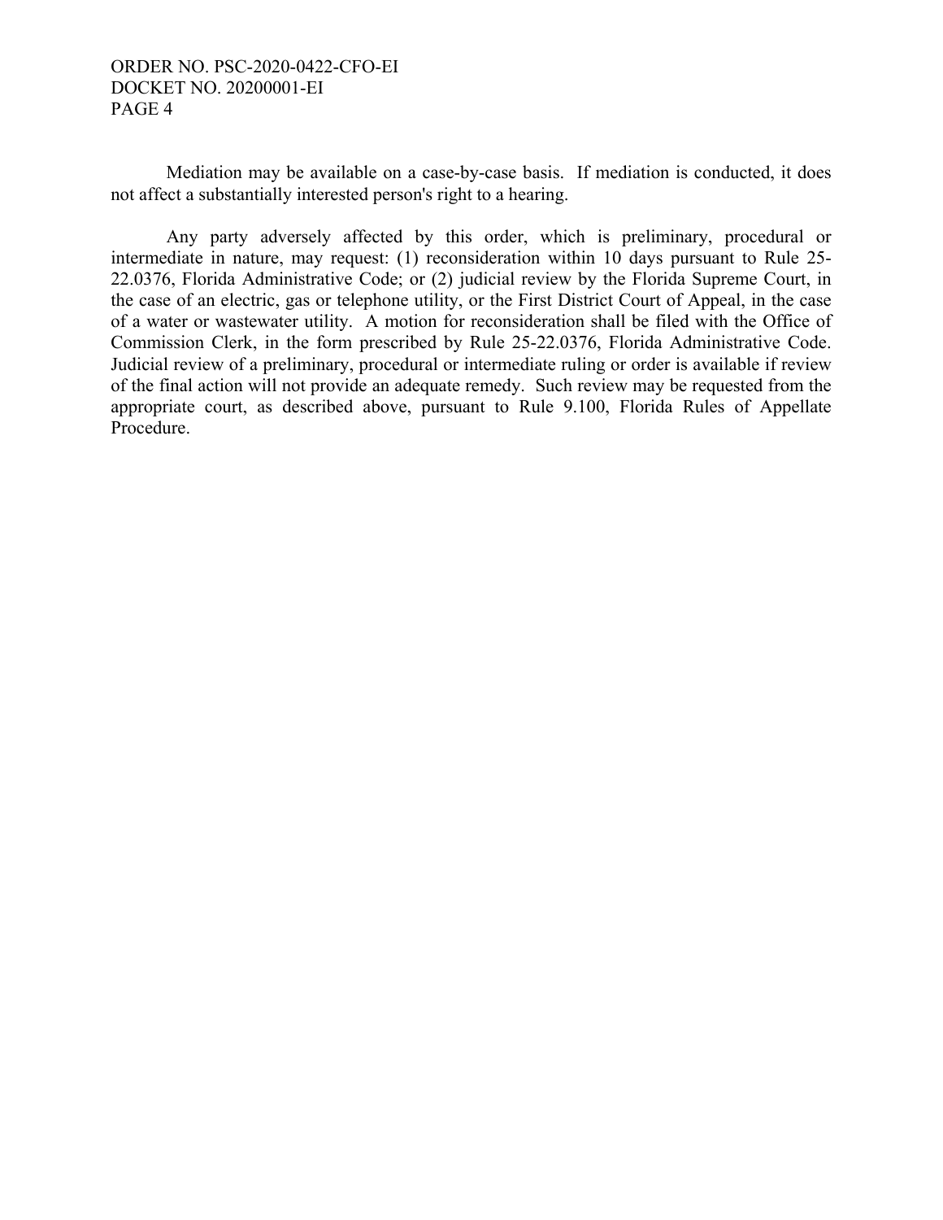Mediation may be available on a case-by-case basis. If mediation is conducted, it does not affect a substantially interested person's right to a hearing.

Any party adversely affected by this order, which is preliminary, procedural or intermediate in nature, may request: (1) reconsideration within 10 days pursuant to Rule 25-22.0376, Florida Administrative Code; or (2) judicial review by the Florida Supreme Court, in the case of an electric, gas or telephone utility, or the First District Court of Appeal, in the case of a water or wastewater utility. A motion for reconsideration shall be filed with the Office of Commission Clerk, in the form prescribed by Rule 25-22.0376, Florida Administrative Code. Judicial review of a preliminary, procedural or intermediate ruling or order is available if review of the final action will not provide an adequate remedy. Such review may be requested from the appropriate court, as described above, pursuant to Rule 9.100, Florida Rules of Appellate Procedure.